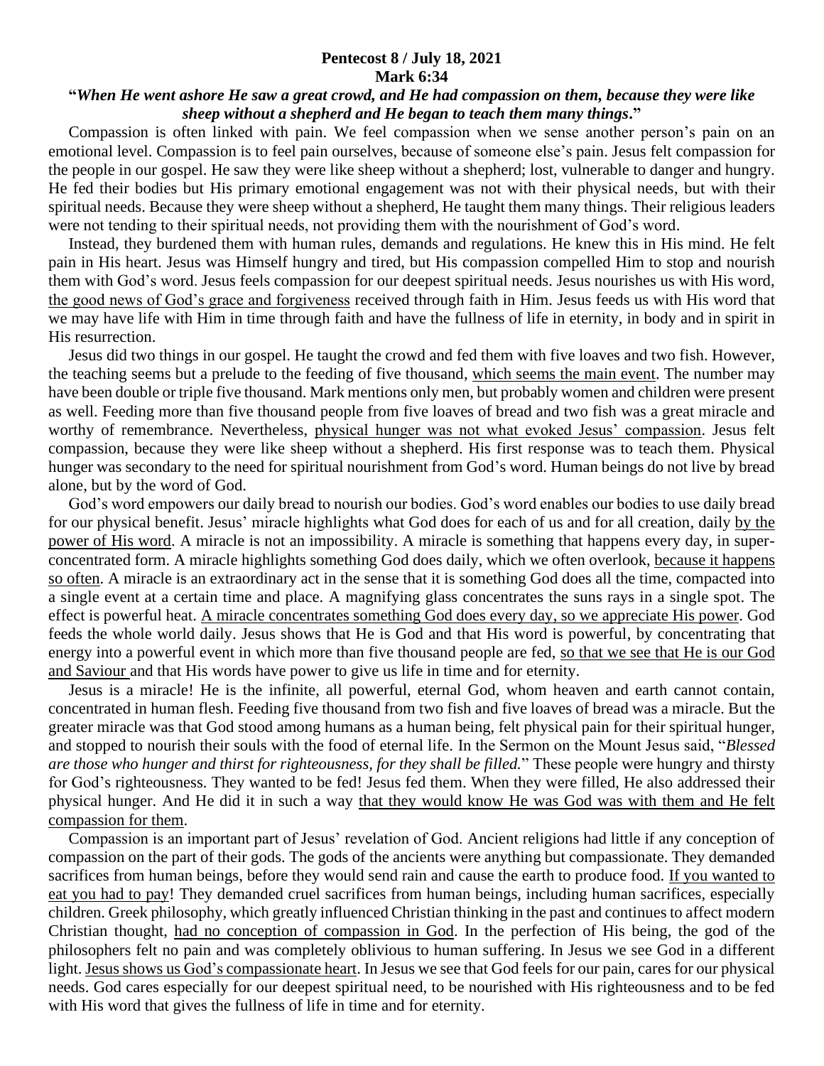**Pentecost 8 / July 18, 2021**
**Mark 6:34**

**"*When He went ashore He saw a great crowd, and He had compassion on them, because they were like sheep without a shepherd and He began to teach them many things*."**

Compassion is often linked with pain. We feel compassion when we sense another person's pain on an emotional level. Compassion is to feel pain ourselves, because of someone else's pain. Jesus felt compassion for the people in our gospel. He saw they were like sheep without a shepherd; lost, vulnerable to danger and hungry. He fed their bodies but His primary emotional engagement was not with their physical needs, but with their spiritual needs. Because they were sheep without a shepherd, He taught them many things. Their religious leaders were not tending to their spiritual needs, not providing them with the nourishment of God's word.

Instead, they burdened them with human rules, demands and regulations. He knew this in His mind. He felt pain in His heart. Jesus was Himself hungry and tired, but His compassion compelled Him to stop and nourish them with God's word. Jesus feels compassion for our deepest spiritual needs. Jesus nourishes us with His word, <u>the good news of God's grace and forgiveness</u> received through faith in Him. Jesus feeds us with His word that we may have life with Him in time through faith and have the fullness of life in eternity, in body and in spirit in His resurrection.

Jesus did two things in our gospel. He taught the crowd and fed them with five loaves and two fish. However, the teaching seems but a prelude to the feeding of five thousand, <u>which seems the main event</u>. The number may have been double or triple five thousand. Mark mentions only men, but probably women and children were present as well. Feeding more than five thousand people from five loaves of bread and two fish was a great miracle and worthy of remembrance. Nevertheless, <u>physical hunger was not what evoked Jesus' compassion</u>. Jesus felt compassion, because they were like sheep without a shepherd. His first response was to teach them. Physical hunger was secondary to the need for spiritual nourishment from God's word. Human beings do not live by bread alone, but by the word of God.

God's word empowers our daily bread to nourish our bodies. God's word enables our bodies to use daily bread for our physical benefit. Jesus' miracle highlights what God does for each of us and for all creation, daily <u>by the power of His word</u>. A miracle is not an impossibility. A miracle is something that happens every day, in super-concentrated form. A miracle highlights something God does daily, which we often overlook, <u>because it happens so often</u>. A miracle is an extraordinary act in the sense that it is something God does all the time, compacted into a single event at a certain time and place. A magnifying glass concentrates the suns rays in a single spot. The effect is powerful heat. <u>A miracle concentrates something God does every day, so we appreciate His power</u>. God feeds the whole world daily. Jesus shows that He is God and that His word is powerful, by concentrating that energy into a powerful event in which more than five thousand people are fed, <u>so that we see that He is our God and Saviour</u> and that His words have power to give us life in time and for eternity.

Jesus is a miracle! He is the infinite, all powerful, eternal God, whom heaven and earth cannot contain, concentrated in human flesh. Feeding five thousand from two fish and five loaves of bread was a miracle. But the greater miracle was that God stood among humans as a human being, felt physical pain for their spiritual hunger, and stopped to nourish their souls with the food of eternal life. In the Sermon on the Mount Jesus said, "*Blessed are those who hunger and thirst for righteousness, for they shall be filled.*" These people were hungry and thirsty for God's righteousness. They wanted to be fed! Jesus fed them. When they were filled, He also addressed their physical hunger. And He did it in such a way <u>that they would know He was God was with them and He felt compassion for them</u>.

Compassion is an important part of Jesus' revelation of God. Ancient religions had little if any conception of compassion on the part of their gods. The gods of the ancients were anything but compassionate. They demanded sacrifices from human beings, before they would send rain and cause the earth to produce food. <u>If you wanted to eat you had to pay</u>! They demanded cruel sacrifices from human beings, including human sacrifices, especially children. Greek philosophy, which greatly influenced Christian thinking in the past and continues to affect modern Christian thought, <u>had no conception of compassion in God</u>. In the perfection of His being, the god of the philosophers felt no pain and was completely oblivious to human suffering. In Jesus we see God in a different light. <u>Jesus shows us God's compassionate heart</u>. In Jesus we see that God feels for our pain, cares for our physical needs. God cares especially for our deepest spiritual need, to be nourished with His righteousness and to be fed with His word that gives the fullness of life in time and for eternity.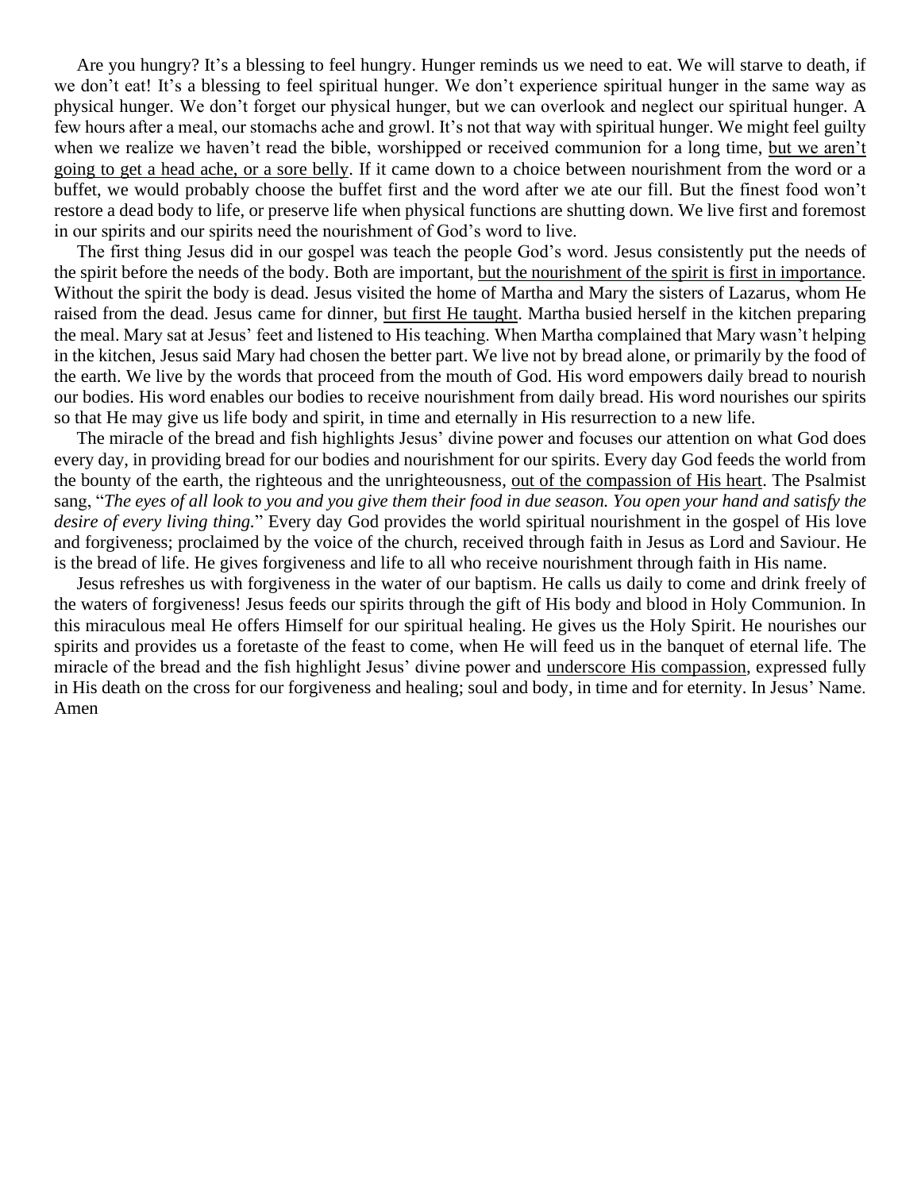Are you hungry? It's a blessing to feel hungry. Hunger reminds us we need to eat. We will starve to death, if we don't eat! It's a blessing to feel spiritual hunger. We don't experience spiritual hunger in the same way as physical hunger. We don't forget our physical hunger, but we can overlook and neglect our spiritual hunger. A few hours after a meal, our stomachs ache and growl. It's not that way with spiritual hunger. We might feel guilty when we realize we haven't read the bible, worshipped or received communion for a long time, <u>but we aren't going to get a head ache, or a sore belly</u>. If it came down to a choice between nourishment from the word or a buffet, we would probably choose the buffet first and the word after we ate our fill. But the finest food won't restore a dead body to life, or preserve life when physical functions are shutting down. We live first and foremost in our spirits and our spirits need the nourishment of God's word to live.

The first thing Jesus did in our gospel was teach the people God's word. Jesus consistently put the needs of the spirit before the needs of the body. Both are important, <u>but the nourishment of the spirit is first in importance</u>. Without the spirit the body is dead. Jesus visited the home of Martha and Mary the sisters of Lazarus, whom He raised from the dead. Jesus came for dinner, <u>but first He taught</u>. Martha busied herself in the kitchen preparing the meal. Mary sat at Jesus' feet and listened to His teaching. When Martha complained that Mary wasn't helping in the kitchen, Jesus said Mary had chosen the better part. We live not by bread alone, or primarily by the food of the earth. We live by the words that proceed from the mouth of God. His word empowers daily bread to nourish our bodies. His word enables our bodies to receive nourishment from daily bread. His word nourishes our spirits so that He may give us life body and spirit, in time and eternally in His resurrection to a new life.

The miracle of the bread and fish highlights Jesus' divine power and focuses our attention on what God does every day, in providing bread for our bodies and nourishment for our spirits. Every day God feeds the world from the bounty of the earth, the righteous and the unrighteousness, <u>out of the compassion of His heart</u>. The Psalmist sang, "*The eyes of all look to you and you give them their food in due season. You open your hand and satisfy the desire of every living thing.*" Every day God provides the world spiritual nourishment in the gospel of His love and forgiveness; proclaimed by the voice of the church, received through faith in Jesus as Lord and Saviour. He is the bread of life. He gives forgiveness and life to all who receive nourishment through faith in His name.

Jesus refreshes us with forgiveness in the water of our baptism. He calls us daily to come and drink freely of the waters of forgiveness! Jesus feeds our spirits through the gift of His body and blood in Holy Communion. In this miraculous meal He offers Himself for our spiritual healing. He gives us the Holy Spirit. He nourishes our spirits and provides us a foretaste of the feast to come, when He will feed us in the banquet of eternal life. The miracle of the bread and the fish highlight Jesus' divine power and <u>underscore His compassion</u>, expressed fully in His death on the cross for our forgiveness and healing; soul and body, in time and for eternity. In Jesus' Name. Amen